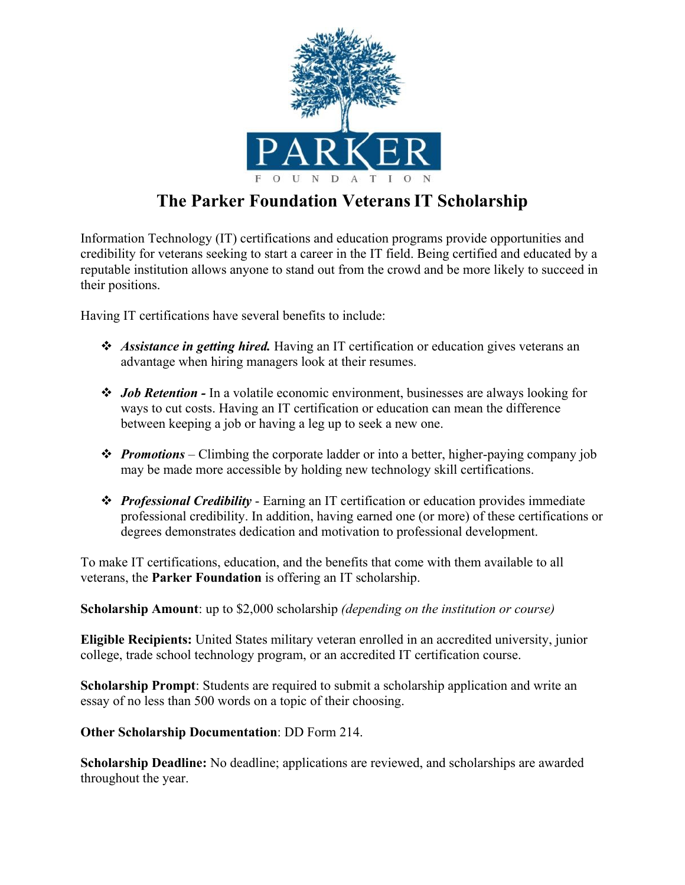PARKER

FOUNDATION

# The Parker Foundation Veterans IT Scholarship

Information Technology (IT) certifications and education programs provide opportunities and credibility for veterans seeking to start a career in the IT field. Being certified and educated by a reputable institution allows anyone to stand out from the crowd and be more likely to succeed in their positions.

Having IT certifications have several benefits to include:

- ***Assistance in getting hired.*** Having an IT certification or education gives veterans an advantage when hiring managers look at their resumes.

- ***Job Retention*** **-** In a volatile economic environment, businesses are always looking for ways to cut costs. Having an IT certification or education can mean the difference between keeping a job or having a leg up to seek a new one.

- ***Promotions*** – Climbing the corporate ladder or into a better, higher-paying company job may be made more accessible by holding new technology skill certifications.

- ***Professional Credibility*** - Earning an IT certification or education provides immediate professional credibility. In addition, having earned one (or more) of these certifications or degrees demonstrates dedication and motivation to professional development.

To make IT certifications, education, and the benefits that come with them available to all veterans, the **Parker Foundation** is offering an IT scholarship.

**Scholarship Amount**: up to $2,000 scholarship *(depending on the institution or course)*

**Eligible Recipients:** United States military veteran enrolled in an accredited university, junior college, trade school technology program, or an accredited IT certification course.

**Scholarship Prompt**: Students are required to submit a scholarship application and write an essay of no less than 500 words on a topic of their choosing.

**Other Scholarship Documentation**: DD Form 214.

**Scholarship Deadline:** No deadline; applications are reviewed, and scholarships are awarded throughout the year.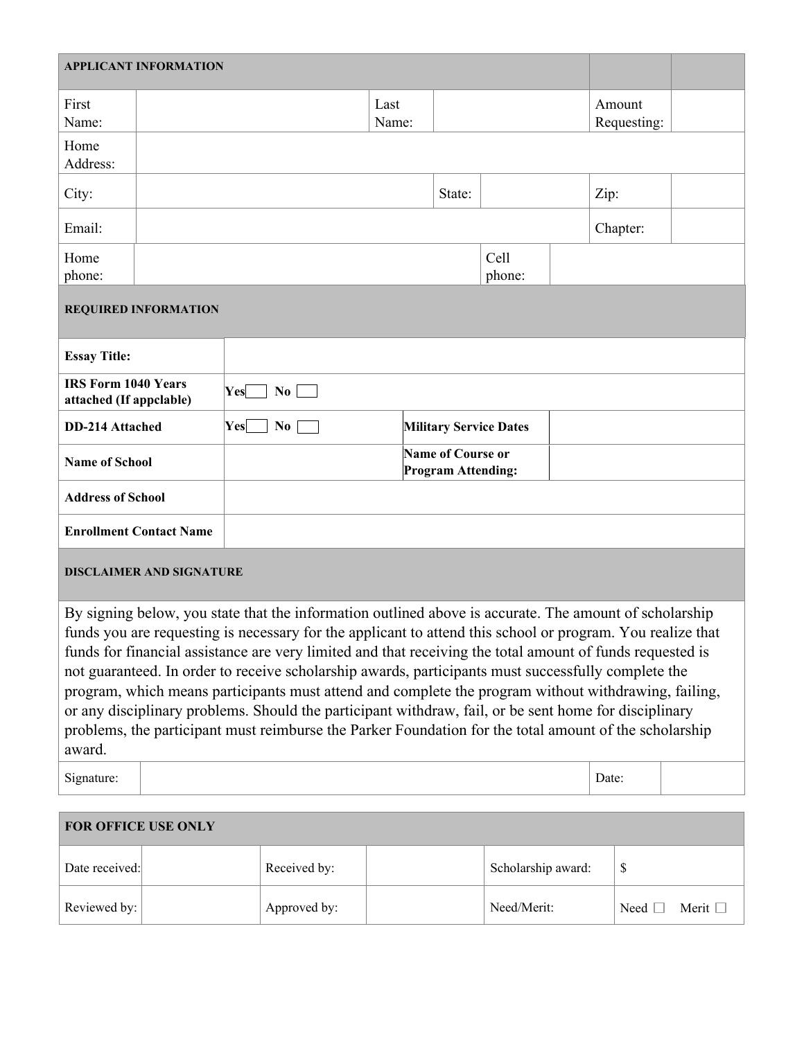| APPLICANT INFORMATION | | | | | |
|---|---|---|---|---|---|
| First Name: | | Last Name: | | Amount Requesting: | |
| Home Address: | | | | | |
| City: | | State: | | Zip: | |
| Email: | | | | Chapter: | |
| Home phone: | | Cell phone: | | | |

| REQUIRED INFORMATION | | | |
|---|---|---|---|
| **Essay Title:** | | | |
| **IRS Form 1040 Years attached (If appclable)** | **Yes** ☐ **No** ☐ | | |
| **DD-214 Attached** | **Yes** ☐ **No** ☐ | **Military Service Dates** | |
| **Name of School** | | **Name of Course or Program Attending:** | |
| **Address of School** | | | |
| **Enrollment Contact Name** | | | |

**DISCLAIMER AND SIGNATURE**

By signing below, you state that the information outlined above is accurate. The amount of scholarship funds you are requesting is necessary for the applicant to attend this school or program. You realize that funds for financial assistance are very limited and that receiving the total amount of funds requested is not guaranteed. In order to receive scholarship awards, participants must successfully complete the program, which means participants must attend and complete the program without withdrawing, failing, or any disciplinary problems. Should the participant withdraw, fail, or be sent home for disciplinary problems, the participant must reimburse the Parker Foundation for the total amount of the scholarship award.

| | | | |
|---|---|---|---|
| Signature: | | Date: | |

| FOR OFFICE USE ONLY | | | | | |
|---|---|---|---|---|---|
| Date received: | | Received by: | | Scholarship award: | $ |
| Reviewed by: | | Approved by: | | Need/Merit: | Need ☐ Merit ☐ |